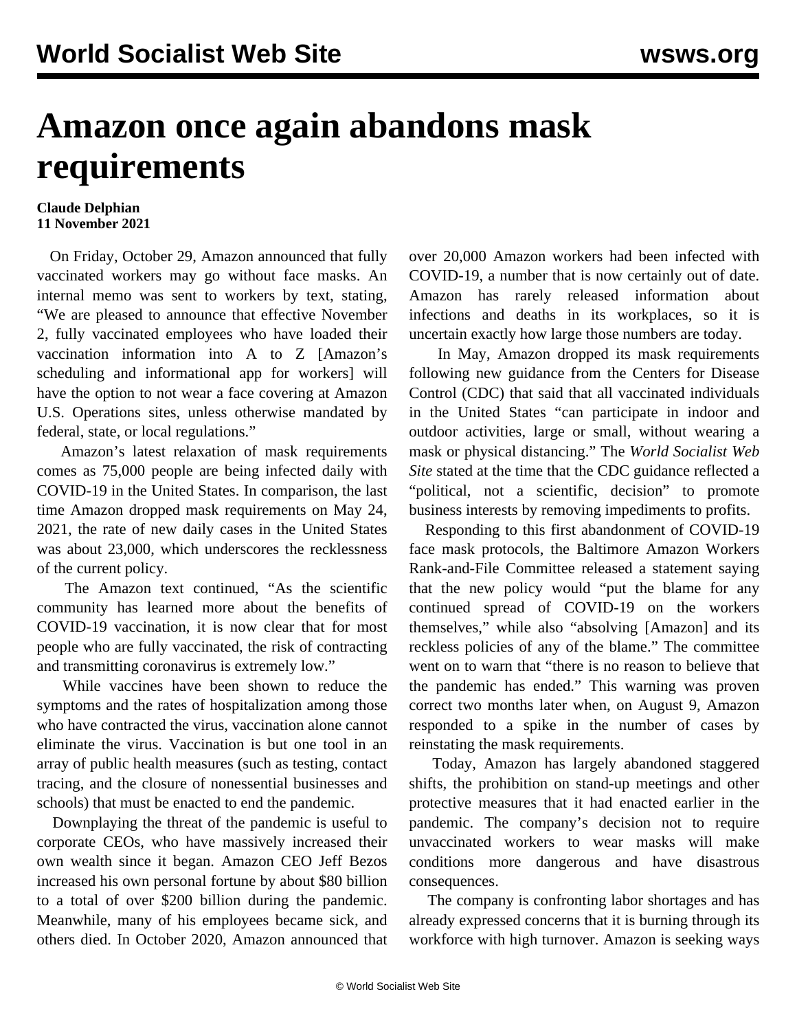# Amazon once again abandons mask requirements

**Claude Delphian**
**11 November 2021**

On Friday, October 29, Amazon announced that fully vaccinated workers may go without face masks. An internal memo was sent to workers by text, stating, "We are pleased to announce that effective November 2, fully vaccinated employees who have loaded their vaccination information into A to Z [Amazon's scheduling and informational app for workers] will have the option to not wear a face covering at Amazon U.S. Operations sites, unless otherwise mandated by federal, state, or local regulations."

Amazon's latest relaxation of mask requirements comes as 75,000 people are being infected daily with COVID-19 in the United States. In comparison, the last time Amazon dropped mask requirements on May 24, 2021, the rate of new daily cases in the United States was about 23,000, which underscores the recklessness of the current policy.

The Amazon text continued, "As the scientific community has learned more about the benefits of COVID-19 vaccination, it is now clear that for most people who are fully vaccinated, the risk of contracting and transmitting coronavirus is extremely low."

While vaccines have been shown to reduce the symptoms and the rates of hospitalization among those who have contracted the virus, vaccination alone cannot eliminate the virus. Vaccination is but one tool in an array of public health measures (such as testing, contact tracing, and the closure of nonessential businesses and schools) that must be enacted to end the pandemic.

Downplaying the threat of the pandemic is useful to corporate CEOs, who have massively increased their own wealth since it began. Amazon CEO Jeff Bezos increased his own personal fortune by about $80 billion to a total of over $200 billion during the pandemic. Meanwhile, many of his employees became sick, and others died. In October 2020, Amazon announced that over 20,000 Amazon workers had been infected with COVID-19, a number that is now certainly out of date. Amazon has rarely released information about infections and deaths in its workplaces, so it is uncertain exactly how large those numbers are today.

In May, Amazon dropped its mask requirements following new guidance from the Centers for Disease Control (CDC) that said that all vaccinated individuals in the United States "can participate in indoor and outdoor activities, large or small, without wearing a mask or physical distancing." The *World Socialist Web Site* stated at the time that the CDC guidance reflected a "political, not a scientific, decision" to promote business interests by removing impediments to profits.

Responding to this first abandonment of COVID-19 face mask protocols, the Baltimore Amazon Workers Rank-and-File Committee released a statement saying that the new policy would "put the blame for any continued spread of COVID-19 on the workers themselves," while also "absolving [Amazon] and its reckless policies of any of the blame." The committee went on to warn that "there is no reason to believe that the pandemic has ended." This warning was proven correct two months later when, on August 9, Amazon responded to a spike in the number of cases by reinstating the mask requirements.

Today, Amazon has largely abandoned staggered shifts, the prohibition on stand-up meetings and other protective measures that it had enacted earlier in the pandemic. The company's decision not to require unvaccinated workers to wear masks will make conditions more dangerous and have disastrous consequences.

The company is confronting labor shortages and has already expressed concerns that it is burning through its workforce with high turnover. Amazon is seeking ways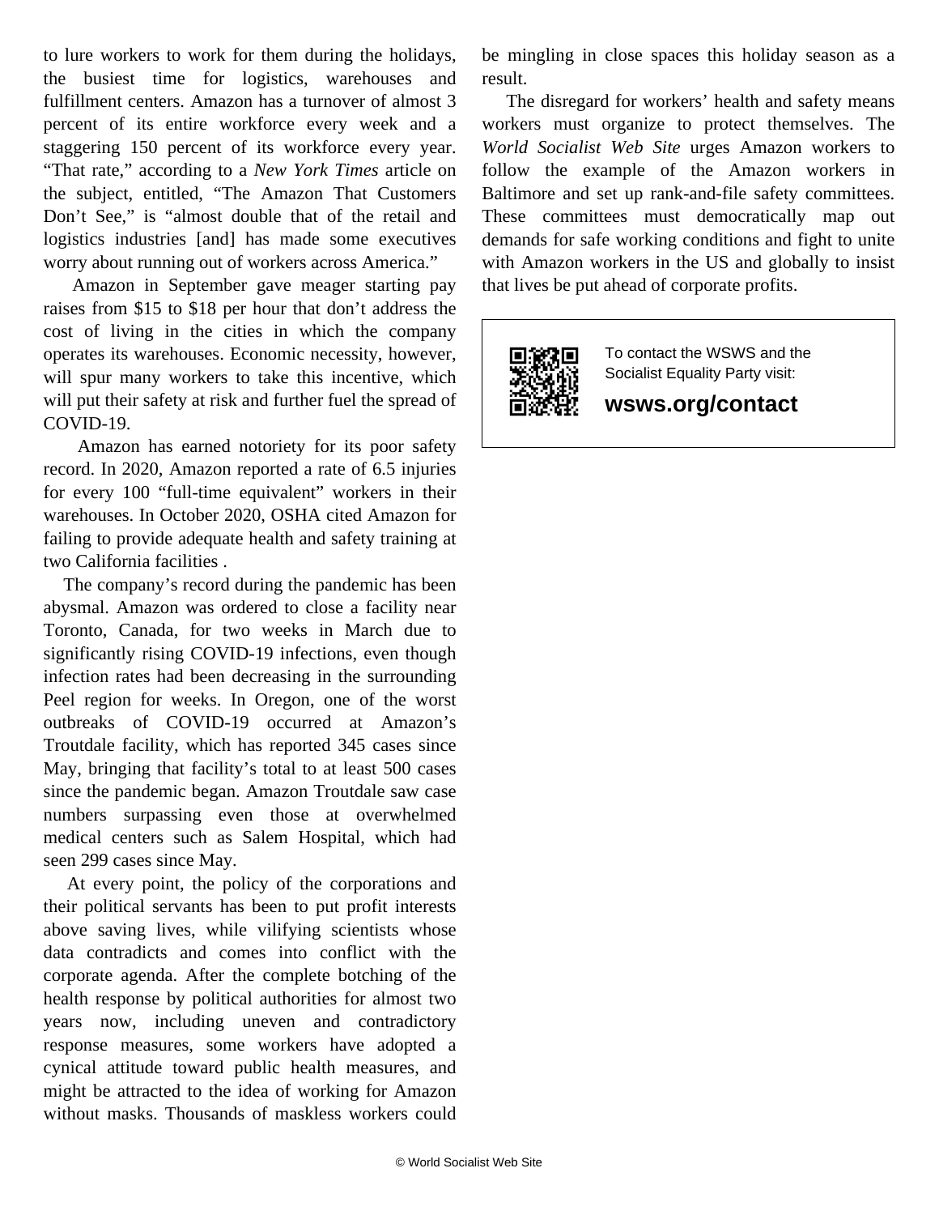to lure workers to work for them during the holidays, the busiest time for logistics, warehouses and fulfillment centers. Amazon has a turnover of almost 3 percent of its entire workforce every week and a staggering 150 percent of its workforce every year. “That rate,” according to a *New York Times* article on the subject, entitled, “The Amazon That Customers Don’t See,” is “almost double that of the retail and logistics industries [and] has made some executives worry about running out of workers across America.”

Amazon in September gave meager starting pay raises from $15 to $18 per hour that don’t address the cost of living in the cities in which the company operates its warehouses. Economic necessity, however, will spur many workers to take this incentive, which will put their safety at risk and further fuel the spread of COVID-19.

Amazon has earned notoriety for its poor safety record. In 2020, Amazon reported a rate of 6.5 injuries for every 100 “full-time equivalent” workers in their warehouses. In October 2020, OSHA cited Amazon for failing to provide adequate health and safety training at two California facilities .

The company’s record during the pandemic has been abysmal. Amazon was ordered to close a facility near Toronto, Canada, for two weeks in March due to significantly rising COVID-19 infections, even though infection rates had been decreasing in the surrounding Peel region for weeks. In Oregon, one of the worst outbreaks of COVID-19 occurred at Amazon’s Troutdale facility, which has reported 345 cases since May, bringing that facility’s total to at least 500 cases since the pandemic began. Amazon Troutdale saw case numbers surpassing even those at overwhelmed medical centers such as Salem Hospital, which had seen 299 cases since May.

At every point, the policy of the corporations and their political servants has been to put profit interests above saving lives, while vilifying scientists whose data contradicts and comes into conflict with the corporate agenda. After the complete botching of the health response by political authorities for almost two years now, including uneven and contradictory response measures, some workers have adopted a cynical attitude toward public health measures, and might be attracted to the idea of working for Amazon without masks. Thousands of maskless workers could be mingling in close spaces this holiday season as a result.

The disregard for workers’ health and safety means workers must organize to protect themselves. The *World Socialist Web Site* urges Amazon workers to follow the example of the Amazon workers in Baltimore and set up rank-and-file safety committees. These committees must democratically map out demands for safe working conditions and fight to unite with Amazon workers in the US and globally to insist that lives be put ahead of corporate profits.

To contact the WSWS and the Socialist Equality Party visit:

**wsws.org/contact**